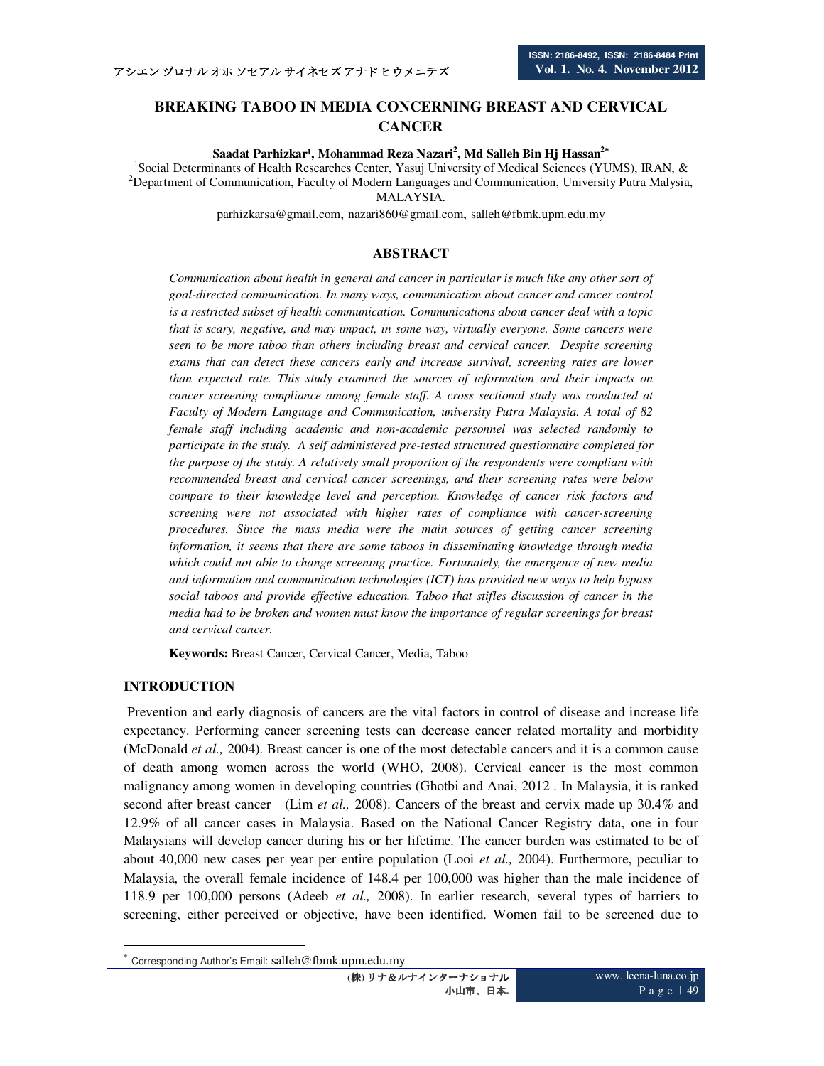# BREAKING TABOO IN MEDIA CONCERNING BREAST AND CERVICAL CANCER

**Saadat Parhizkar[1], Mohammad Reza Nazari[2], Md Salleh Bin Hj Hassan[2*]**

[1]Social Determinants of Health Researches Center, Yasuj University of Medical Sciences (YUMS), IRAN, & [2]Department of Communication, Faculty of Modern Languages and Communication, University Putra Malysia, MALAYSIA.

parhizkarsa@gmail.com, nazari860@gmail.com, salleh@fbmk.upm.edu.my

## ABSTRACT

*Communication about health in general and cancer in particular is much like any other sort of goal-directed communication. In many ways, communication about cancer and cancer control is a restricted subset of health communication. Communications about cancer deal with a topic that is scary, negative, and may impact, in some way, virtually everyone. Some cancers were seen to be more taboo than others including breast and cervical cancer. Despite screening exams that can detect these cancers early and increase survival, screening rates are lower than expected rate. This study examined the sources of information and their impacts on cancer screening compliance among female staff. A cross sectional study was conducted at Faculty of Modern Language and Communication, university Putra Malaysia. A total of 82 female staff including academic and non-academic personnel was selected randomly to participate in the study. A self administered pre-tested structured questionnaire completed for the purpose of the study. A relatively small proportion of the respondents were compliant with recommended breast and cervical cancer screenings, and their screening rates were below compare to their knowledge level and perception. Knowledge of cancer risk factors and screening were not associated with higher rates of compliance with cancer-screening procedures. Since the mass media were the main sources of getting cancer screening information, it seems that there are some taboos in disseminating knowledge through media which could not able to change screening practice. Fortunately, the emergence of new media and information and communication technologies (ICT) has provided new ways to help bypass social taboos and provide effective education. Taboo that stifles discussion of cancer in the media had to be broken and women must know the importance of regular screenings for breast and cervical cancer.*

**Keywords:** Breast Cancer, Cervical Cancer, Media, Taboo

## INTRODUCTION

Prevention and early diagnosis of cancers are the vital factors in control of disease and increase life expectancy. Performing cancer screening tests can decrease cancer related mortality and morbidity (McDonald *et al.,* 2004). Breast cancer is one of the most detectable cancers and it is a common cause of death among women across the world (WHO, 2008). Cervical cancer is the most common malignancy among women in developing countries (Ghotbi and Anai, 2012 . In Malaysia, it is ranked second after breast cancer (Lim *et al.,* 2008). Cancers of the breast and cervix made up 30.4% and 12.9% of all cancer cases in Malaysia. Based on the National Cancer Registry data, one in four Malaysians will develop cancer during his or her lifetime. The cancer burden was estimated to be of about 40,000 new cases per year per entire population (Looi *et al.,* 2004). Furthermore, peculiar to Malaysia, the overall female incidence of 148.4 per 100,000 was higher than the male incidence of 118.9 per 100,000 persons (Adeeb *et al.,* 2008). In earlier research, several types of barriers to screening, either perceived or objective, have been identified. Women fail to be screened due to

---

[*] Corresponding Author's Email: salleh@fbmk.upm.edu.my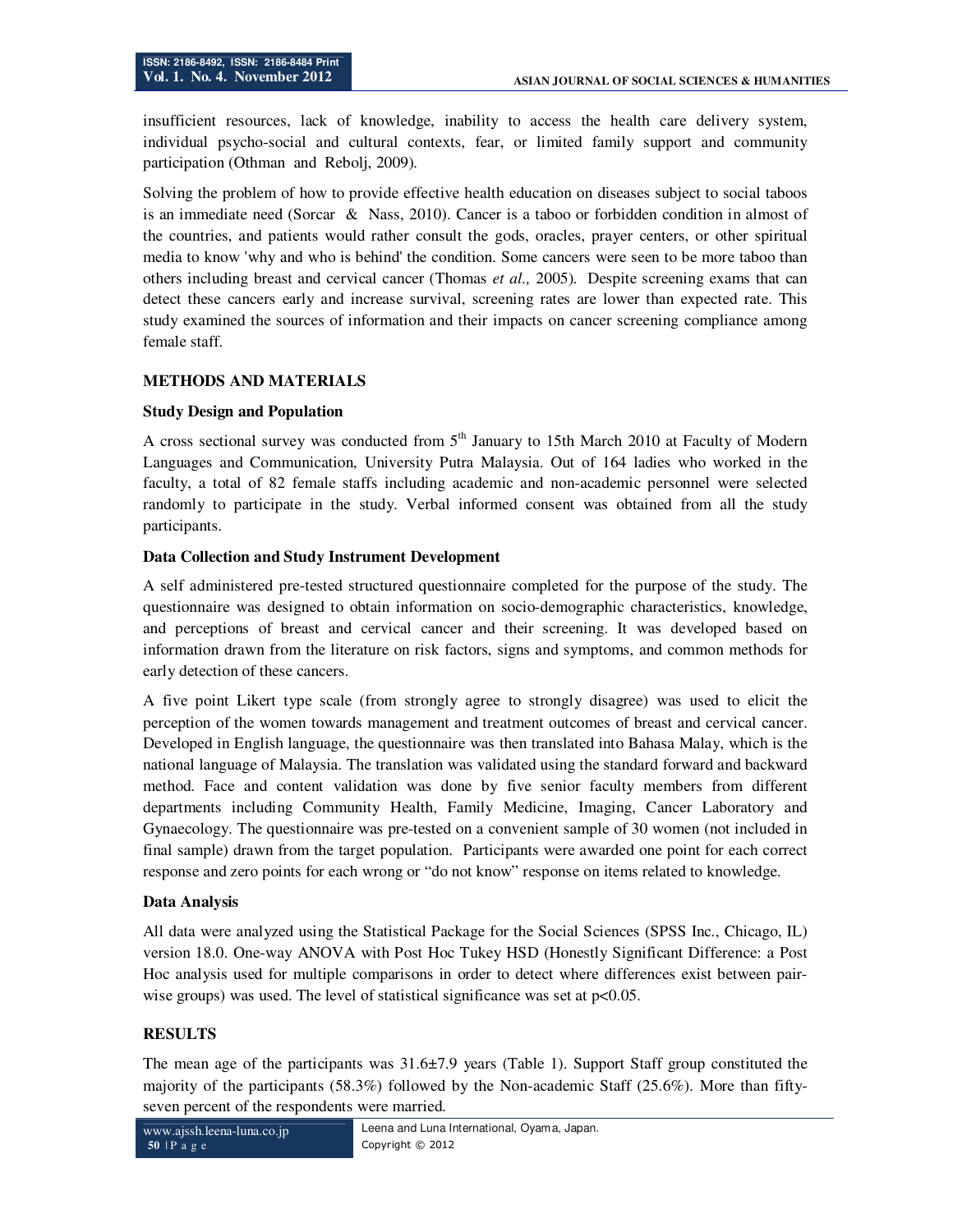insufficient resources, lack of knowledge, inability to access the health care delivery system, individual psycho-social and cultural contexts, fear, or limited family support and community participation (Othman and Rebolj, 2009).

Solving the problem of how to provide effective health education on diseases subject to social taboos is an immediate need (Sorcar & Nass, 2010). Cancer is a taboo or forbidden condition in almost of the countries, and patients would rather consult the gods, oracles, prayer centers, or other spiritual media to know 'why and who is behind' the condition. Some cancers were seen to be more taboo than others including breast and cervical cancer (Thomas *et al.,* 2005). Despite screening exams that can detect these cancers early and increase survival, screening rates are lower than expected rate. This study examined the sources of information and their impacts on cancer screening compliance among female staff.

## METHODS AND MATERIALS

### Study Design and Population

A cross sectional survey was conducted from 5th January to 15th March 2010 at Faculty of Modern Languages and Communication, University Putra Malaysia. Out of 164 ladies who worked in the faculty, a total of 82 female staffs including academic and non-academic personnel were selected randomly to participate in the study. Verbal informed consent was obtained from all the study participants.

### Data Collection and Study Instrument Development

A self administered pre-tested structured questionnaire completed for the purpose of the study. The questionnaire was designed to obtain information on socio-demographic characteristics, knowledge, and perceptions of breast and cervical cancer and their screening. It was developed based on information drawn from the literature on risk factors, signs and symptoms, and common methods for early detection of these cancers.

A five point Likert type scale (from strongly agree to strongly disagree) was used to elicit the perception of the women towards management and treatment outcomes of breast and cervical cancer. Developed in English language, the questionnaire was then translated into Bahasa Malay, which is the national language of Malaysia. The translation was validated using the standard forward and backward method. Face and content validation was done by five senior faculty members from different departments including Community Health, Family Medicine, Imaging, Cancer Laboratory and Gynaecology. The questionnaire was pre-tested on a convenient sample of 30 women (not included in final sample) drawn from the target population. Participants were awarded one point for each correct response and zero points for each wrong or "do not know" response on items related to knowledge.

### Data Analysis

All data were analyzed using the Statistical Package for the Social Sciences (SPSS Inc., Chicago, IL) version 18.0. One-way ANOVA with Post Hoc Tukey HSD (Honestly Significant Difference: a Post Hoc analysis used for multiple comparisons in order to detect where differences exist between pair-wise groups) was used. The level of statistical significance was set at $p<0.05$.

## RESULTS

The mean age of the participants was 31.6±7.9 years (Table 1). Support Staff group constituted the majority of the participants (58.3%) followed by the Non-academic Staff (25.6%). More than fifty-seven percent of the respondents were married.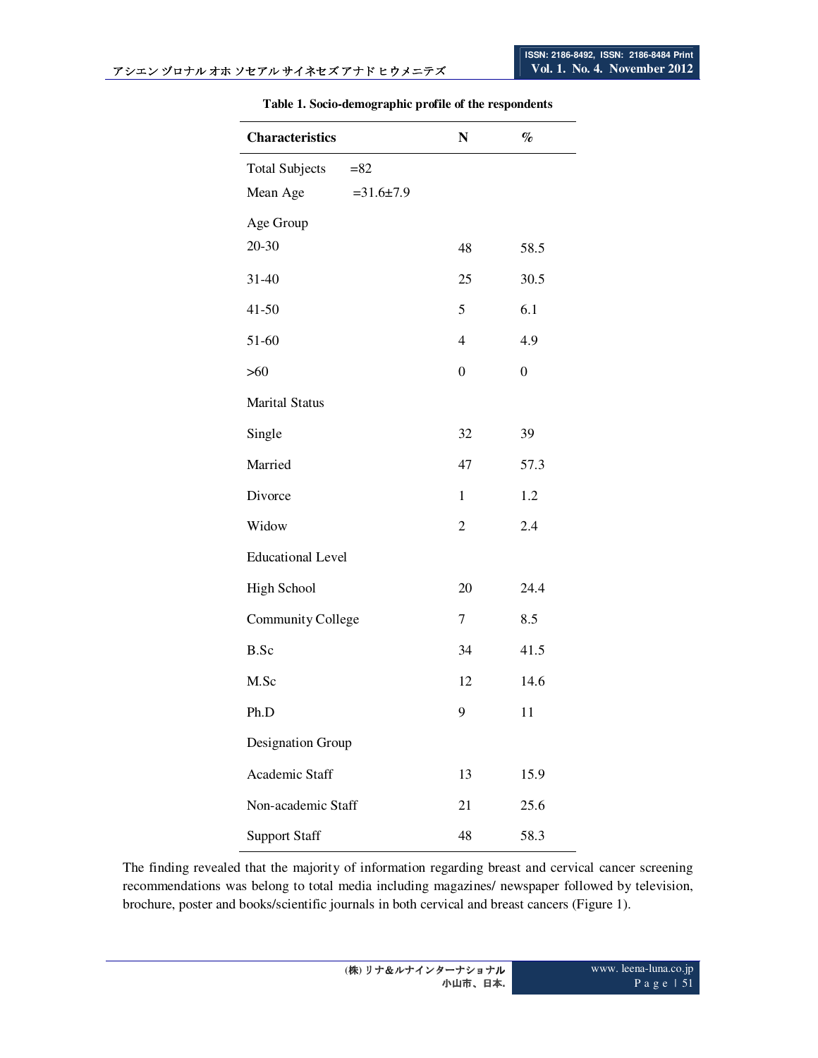**Table 1. Socio-demographic profile of the respondents**

| Characteristics | N | % |
|---|---|---|
| Total Subjects =82 | | |
| Mean Age =31.6±7.9 | | |
| Age Group | | |
| 20-30 | 48 | 58.5 |
| 31-40 | 25 | 30.5 |
| 41-50 | 5 | 6.1 |
| 51-60 | 4 | 4.9 |
| >60 | 0 | 0 |
| Marital Status | | |
| Single | 32 | 39 |
| Married | 47 | 57.3 |
| Divorce | 1 | 1.2 |
| Widow | 2 | 2.4 |
| Educational Level | | |
| High School | 20 | 24.4 |
| Community College | 7 | 8.5 |
| B.Sc | 34 | 41.5 |
| M.Sc | 12 | 14.6 |
| Ph.D | 9 | 11 |
| Designation Group | | |
| Academic Staff | 13 | 15.9 |
| Non-academic Staff | 21 | 25.6 |
| Support Staff | 48 | 58.3 |

The finding revealed that the majority of information regarding breast and cervical cancer screening recommendations was belong to total media including magazines/ newspaper followed by television, brochure, poster and books/scientific journals in both cervical and breast cancers (Figure 1).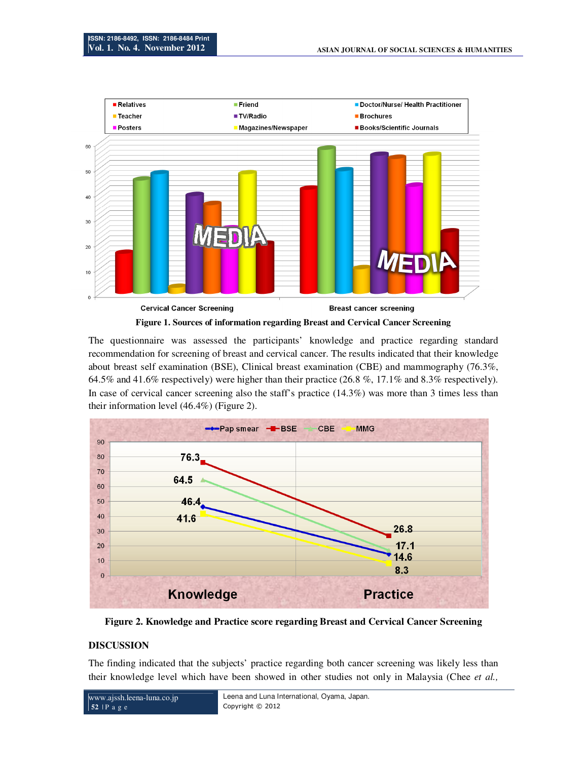Figure 1. Sources of information regarding Breast and Cervical Cancer Screening

The questionnaire was assessed the participants' knowledge and practice regarding standard recommendation for screening of breast and cervical cancer. The results indicated that their knowledge about breast self examination (BSE), Clinical breast examination (CBE) and mammography (76.3%, 64.5% and 41.6% respectively) were higher than their practice (26.8 %, 17.1% and 8.3% respectively). In case of cervical cancer screening also the staff's practice (14.3%) was more than 3 times less than their information level (46.4%) (Figure 2).

Figure 2. Knowledge and Practice score regarding Breast and Cervical Cancer Screening

## DISCUSSION

The finding indicated that the subjects' practice regarding both cancer screening was likely less than their knowledge level which have been showed in other studies not only in Malaysia (Chee *et al.,*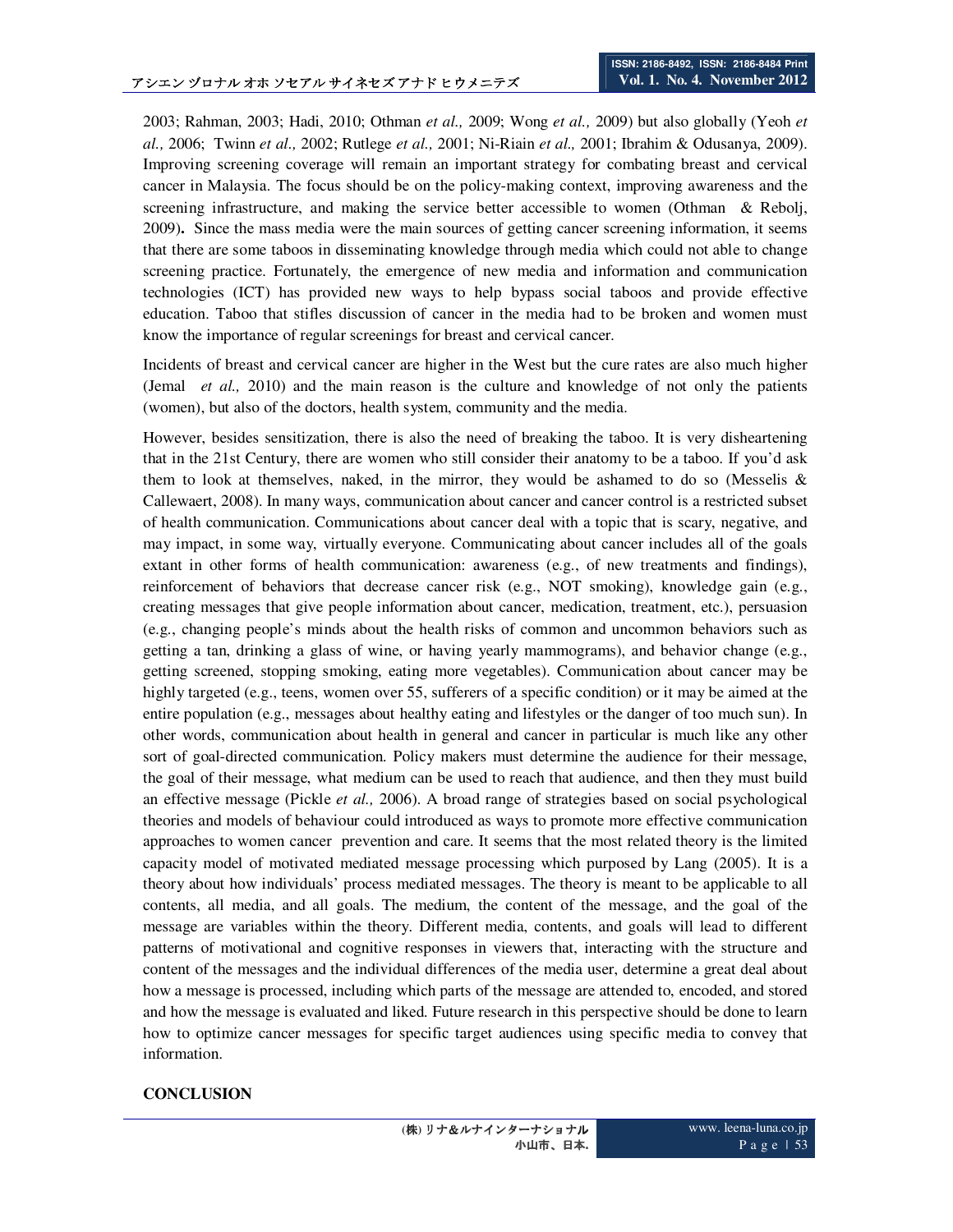2003; Rahman, 2003; Hadi, 2010; Othman *et al.,* 2009; Wong *et al.,* 2009) but also globally (Yeoh *et al.,* 2006; Twinn *et al.,* 2002; Rutlege *et al.,* 2001; Ni-Riain *et al.,* 2001; Ibrahim & Odusanya, 2009). Improving screening coverage will remain an important strategy for combating breast and cervical cancer in Malaysia. The focus should be on the policy-making context, improving awareness and the screening infrastructure, and making the service better accessible to women (Othman & Rebolj, 2009)**.** Since the mass media were the main sources of getting cancer screening information, it seems that there are some taboos in disseminating knowledge through media which could not able to change screening practice. Fortunately, the emergence of new media and information and communication technologies (ICT) has provided new ways to help bypass social taboos and provide effective education. Taboo that stifles discussion of cancer in the media had to be broken and women must know the importance of regular screenings for breast and cervical cancer.

Incidents of breast and cervical cancer are higher in the West but the cure rates are also much higher (Jemal *et al.,* 2010) and the main reason is the culture and knowledge of not only the patients (women), but also of the doctors, health system, community and the media.

However, besides sensitization, there is also the need of breaking the taboo. It is very disheartening that in the 21st Century, there are women who still consider their anatomy to be a taboo. If you'd ask them to look at themselves, naked, in the mirror, they would be ashamed to do so (Messelis & Callewaert, 2008). In many ways, communication about cancer and cancer control is a restricted subset of health communication. Communications about cancer deal with a topic that is scary, negative, and may impact, in some way, virtually everyone. Communicating about cancer includes all of the goals extant in other forms of health communication: awareness (e.g., of new treatments and findings), reinforcement of behaviors that decrease cancer risk (e.g., NOT smoking), knowledge gain (e.g., creating messages that give people information about cancer, medication, treatment, etc.), persuasion (e.g., changing people's minds about the health risks of common and uncommon behaviors such as getting a tan, drinking a glass of wine, or having yearly mammograms), and behavior change (e.g., getting screened, stopping smoking, eating more vegetables). Communication about cancer may be highly targeted (e.g., teens, women over 55, sufferers of a specific condition) or it may be aimed at the entire population (e.g., messages about healthy eating and lifestyles or the danger of too much sun). In other words, communication about health in general and cancer in particular is much like any other sort of goal-directed communication. Policy makers must determine the audience for their message, the goal of their message, what medium can be used to reach that audience, and then they must build an effective message (Pickle *et al.,* 2006). A broad range of strategies based on social psychological theories and models of behaviour could introduced as ways to promote more effective communication approaches to women cancer prevention and care. It seems that the most related theory is the limited capacity model of motivated mediated message processing which purposed by Lang (2005). It is a theory about how individuals' process mediated messages. The theory is meant to be applicable to all contents, all media, and all goals. The medium, the content of the message, and the goal of the message are variables within the theory. Different media, contents, and goals will lead to different patterns of motivational and cognitive responses in viewers that, interacting with the structure and content of the messages and the individual differences of the media user, determine a great deal about how a message is processed, including which parts of the message are attended to, encoded, and stored and how the message is evaluated and liked. Future research in this perspective should be done to learn how to optimize cancer messages for specific target audiences using specific media to convey that information.

## CONCLUSION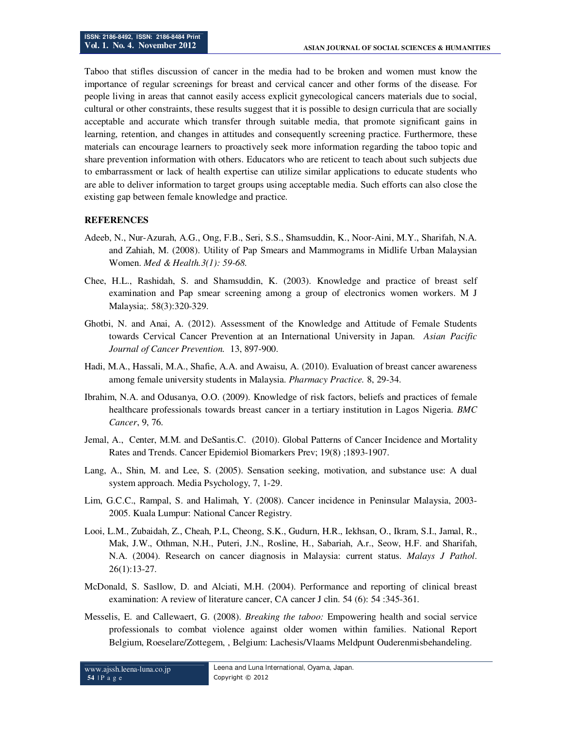Taboo that stifles discussion of cancer in the media had to be broken and women must know the importance of regular screenings for breast and cervical cancer and other forms of the disease. For people living in areas that cannot easily access explicit gynecological cancers materials due to social, cultural or other constraints, these results suggest that it is possible to design curricula that are socially acceptable and accurate which transfer through suitable media, that promote significant gains in learning, retention, and changes in attitudes and consequently screening practice. Furthermore, these materials can encourage learners to proactively seek more information regarding the taboo topic and share prevention information with others. Educators who are reticent to teach about such subjects due to embarrassment or lack of health expertise can utilize similar applications to educate students who are able to deliver information to target groups using acceptable media. Such efforts can also close the existing gap between female knowledge and practice.

## REFERENCES

Adeeb, N., Nur-Azurah, A.G., Ong, F.B., Seri, S.S., Shamsuddin, K., Noor-Aini, M.Y., Sharifah, N.A. and Zahiah, M. (2008). Utility of Pap Smears and Mammograms in Midlife Urban Malaysian Women. *Med & Health.3(1): 59-68.*

Chee, H.L., Rashidah, S. and Shamsuddin, K. (2003). Knowledge and practice of breast self examination and Pap smear screening among a group of electronics women workers. M J Malaysia;. 58(3):320-329.

Ghotbi, N. and Anai, A. (2012). Assessment of the Knowledge and Attitude of Female Students towards Cervical Cancer Prevention at an International University in Japan. *Asian Pacific Journal of Cancer Prevention.* 13, 897-900.

Hadi, M.A., Hassali, M.A., Shafie, A.A. and Awaisu, A. (2010). Evaluation of breast cancer awareness among female university students in Malaysia. *Pharmacy Practice.* 8, 29-34.

Ibrahim, N.A. and Odusanya, O.O. (2009). Knowledge of risk factors, beliefs and practices of female healthcare professionals towards breast cancer in a tertiary institution in Lagos Nigeria. *BMC Cancer*, 9, 76.

Jemal, A., Center, M.M. and DeSantis.C. (2010). Global Patterns of Cancer Incidence and Mortality Rates and Trends. Cancer Epidemiol Biomarkers Prev; 19(8) ;1893-1907.

Lang, A., Shin, M. and Lee, S. (2005). Sensation seeking, motivation, and substance use: A dual system approach. Media Psychology, 7, 1-29.

Lim, G.C.C., Rampal, S. and Halimah, Y. (2008). Cancer incidence in Peninsular Malaysia, 2003-2005. Kuala Lumpur: National Cancer Registry.

Looi, L.M., Zubaidah, Z., Cheah, P.L, Cheong, S.K., Gudurn, H.R., Iekhsan, O., Ikram, S.I., Jamal, R., Mak, J.W., Othman, N.H., Puteri, J.N., Rosline, H., Sabariah, A.r., Seow, H.F. and Sharifah, N.A. (2004). Research on cancer diagnosis in Malaysia: current status. *Malays J Pathol*. 26(1):13-27.

McDonald, S. Sasllow, D. and Alciati, M.H. (2004). Performance and reporting of clinical breast examination: A review of literature cancer, CA cancer J clin. 54 (6): 54 :345-361.

Messelis, E. and Callewaert, G. (2008). *Breaking the taboo:* Empowering health and social service professionals to combat violence against older women within families. National Report Belgium, Roeselare/Zottegem, , Belgium: Lachesis/Vlaams Meldpunt Ouderenmisbehandeling.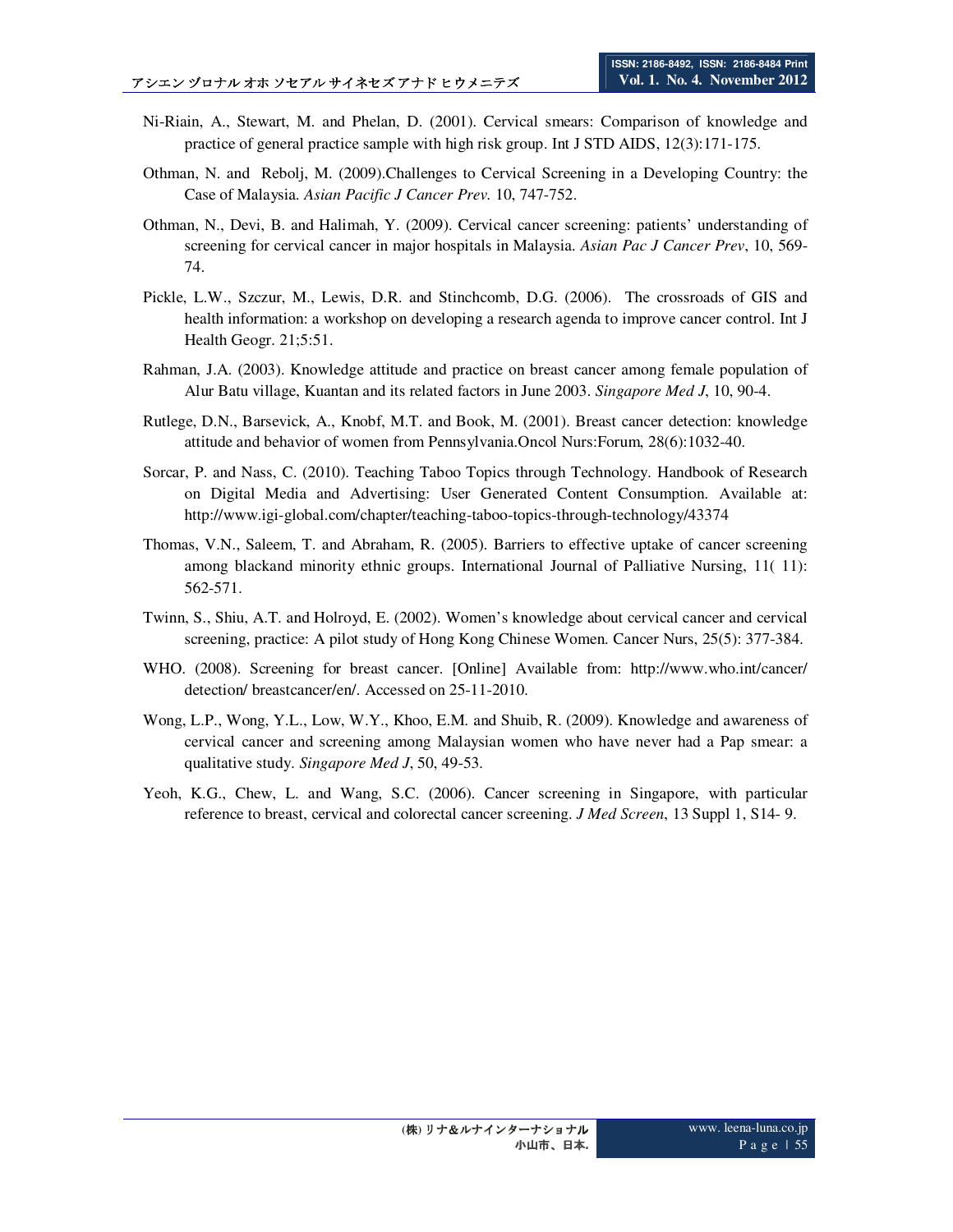Ni-Riain, A., Stewart, M. and Phelan, D. (2001). Cervical smears: Comparison of knowledge and practice of general practice sample with high risk group. Int J STD AIDS, 12(3):171-175.

Othman, N. and Rebolj, M. (2009).Challenges to Cervical Screening in a Developing Country: the Case of Malaysia. *Asian Pacific J Cancer Prev.* 10, 747-752.

Othman, N., Devi, B. and Halimah, Y. (2009). Cervical cancer screening: patients' understanding of screening for cervical cancer in major hospitals in Malaysia. *Asian Pac J Cancer Prev*, 10, 569-74.

Pickle, L.W., Szczur, M., Lewis, D.R. and Stinchcomb, D.G. (2006). The crossroads of GIS and health information: a workshop on developing a research agenda to improve cancer control. Int J Health Geogr. 21;5:51.

Rahman, J.A. (2003). Knowledge attitude and practice on breast cancer among female population of Alur Batu village, Kuantan and its related factors in June 2003. *Singapore Med J*, 10, 90-4.

Rutlege, D.N., Barsevick, A., Knobf, M.T. and Book, M. (2001). Breast cancer detection: knowledge attitude and behavior of women from Pennsylvania.Oncol Nurs:Forum, 28(6):1032-40.

Sorcar, P. and Nass, C. (2010). Teaching Taboo Topics through Technology. Handbook of Research on Digital Media and Advertising: User Generated Content Consumption. Available at: http://www.igi-global.com/chapter/teaching-taboo-topics-through-technology/43374

Thomas, V.N., Saleem, T. and Abraham, R. (2005). Barriers to effective uptake of cancer screening among blackand minority ethnic groups. International Journal of Palliative Nursing, 11( 11): 562-571.

Twinn, S., Shiu, A.T. and Holroyd, E. (2002). Women's knowledge about cervical cancer and cervical screening, practice: A pilot study of Hong Kong Chinese Women. Cancer Nurs, 25(5): 377-384.

WHO. (2008). Screening for breast cancer. [Online] Available from: http://www.who.int/cancer/ detection/ breastcancer/en/. Accessed on 25-11-2010.

Wong, L.P., Wong, Y.L., Low, W.Y., Khoo, E.M. and Shuib, R. (2009). Knowledge and awareness of cervical cancer and screening among Malaysian women who have never had a Pap smear: a qualitative study. *Singapore Med J*, 50, 49-53.

Yeoh, K.G., Chew, L. and Wang, S.C. (2006). Cancer screening in Singapore, with particular reference to breast, cervical and colorectal cancer screening. *J Med Screen*, 13 Suppl 1, S14- 9.